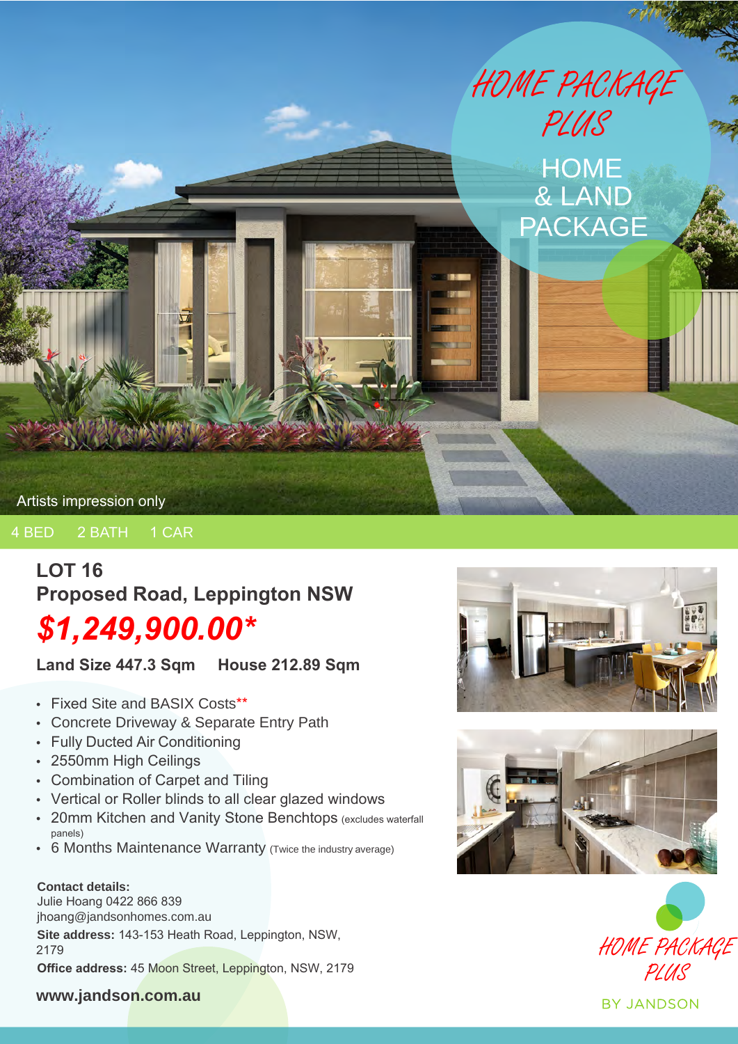HOME PACKAGE PLUS

HOME & LAND PACKAGE

Artists impression only

4 BED 2 BATH 1 CAR

## LOT 16
## Proposed Road, Leppington NSW

# *$1,249,900.00**

**Land Size 447.3 Sqm** **House 212.89 Sqm**

- Fixed Site and BASIX Costs**
- Concrete Driveway & Separate Entry Path
- Fully Ducted Air Conditioning
- 2550mm High Ceilings
- Combination of Carpet and Tiling
- Vertical or Roller blinds to all clear glazed windows
- 20mm Kitchen and Vanity Stone Benchtops (excludes waterfall panels)
- 6 Months Maintenance Warranty (Twice the industry average)

**Contact details:**
Julie Hoang 0422 866 839
jhoang@jandsonhomes.com.au
**Site address:** 143-153 Heath Road, Leppington, NSW, 2179
**Office address:** 45 Moon Street, Leppington, NSW, 2179

**www.jandson.com.au**

HOME PACKAGE PLUS

BY JANDSON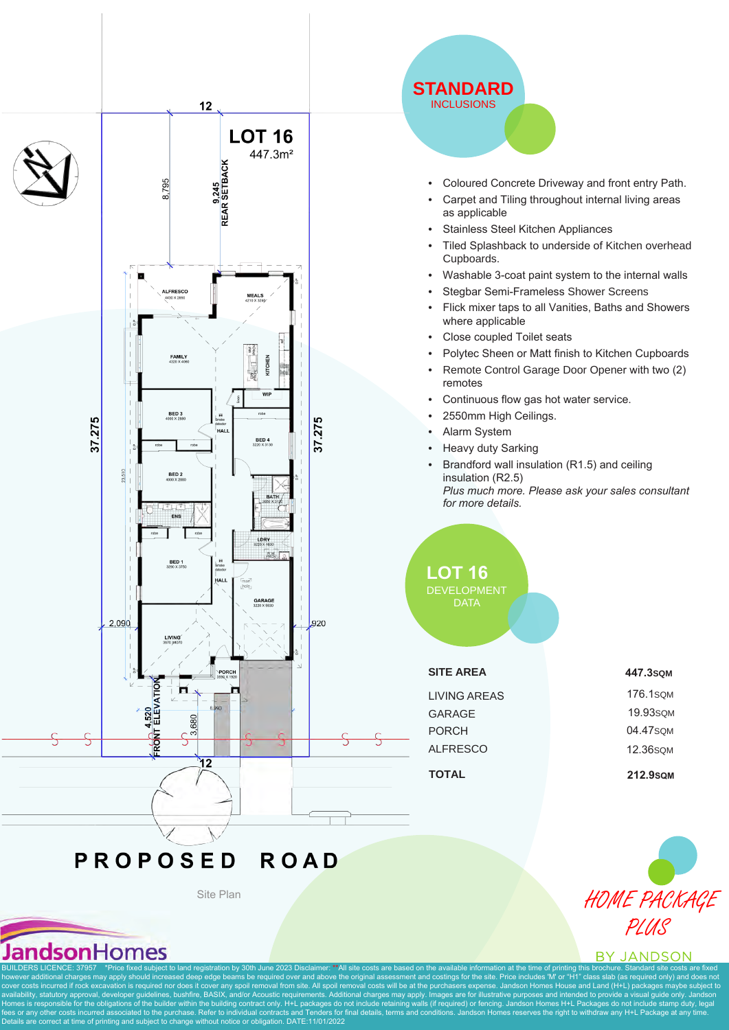# LOT 16

447.3m²

PROPOSED ROAD

Site Plan

## STANDARD INCLUSIONS

- Coloured Concrete Driveway and front entry Path.
- Carpet and Tiling throughout internal living areas as applicable
- Stainless Steel Kitchen Appliances
- Tiled Splashback to underside of Kitchen overhead Cupboards.
- Washable 3-coat paint system to the internal walls
- Stegbar Semi-Frameless Shower Screens
- Flick mixer taps to all Vanities, Baths and Showers where applicable
- Close coupled Toilet seats
- Polytec Sheen or Matt finish to Kitchen Cupboards
- Remote Control Garage Door Opener with two (2) remotes
- Continuous flow gas hot water service.
- 2550mm High Ceilings.
- Alarm System
- Heavy duty Sarking
- Brandford wall insulation (R1.5) and ceiling insulation (R2.5)

*Plus much more. Please ask your sales consultant for more details.*

## LOT 16 DEVELOPMENT DATA

| | |
|---|---|
| **SITE AREA** | **447.3SQM** |
| LIVING AREAS | 176.1SQM |
| GARAGE | 19.93SQM |
| PORCH | 04.47SQM |
| ALFRESCO | 12.36SQM |
| **TOTAL** | **212.9SQM** |

HOME PACKAGE PLUS

BY JANDSON

JandsonHomes

BUILDERS LICENCE: 37957 *Price fixed subject to land registration by 30th June 2023 Disclaimer: **All site costs are based on the available information at the time of printing this brochure. Standard site costs are fixed however additional charges may apply should increased deep edge beams be required over and above the original assessment and costings for the site. Price includes 'M' or "H1" class slab (as required only) and does not cover costs incurred if rock excavation is required nor does it cover any spoil removal from site. All spoil removal costs will be at the purchasers expense. Jandson Homes House and Land (H+L) packages maybe subject to availability, statutory approval, developer guidelines, bushfire, BASIX, and/or Acoustic requirements. Additional charges may apply. Images are for illustrative purposes and intended to provide a visual guide only. Jandson Homes is responsible for the obligations of the builder within the building contract only. H+L packages do not include retaining walls (if required) or fencing. Jandson Homes H+L Packages do not include stamp duty, legal fees or any other costs incurred associated to the purchase. Refer to individual contracts and Tenders for final details, terms and conditions. Jandson Homes reserves the right to withdraw any H+L Package at any time. Details are correct at time of printing and subject to change without notice or obligation. DATE:11/01/2022